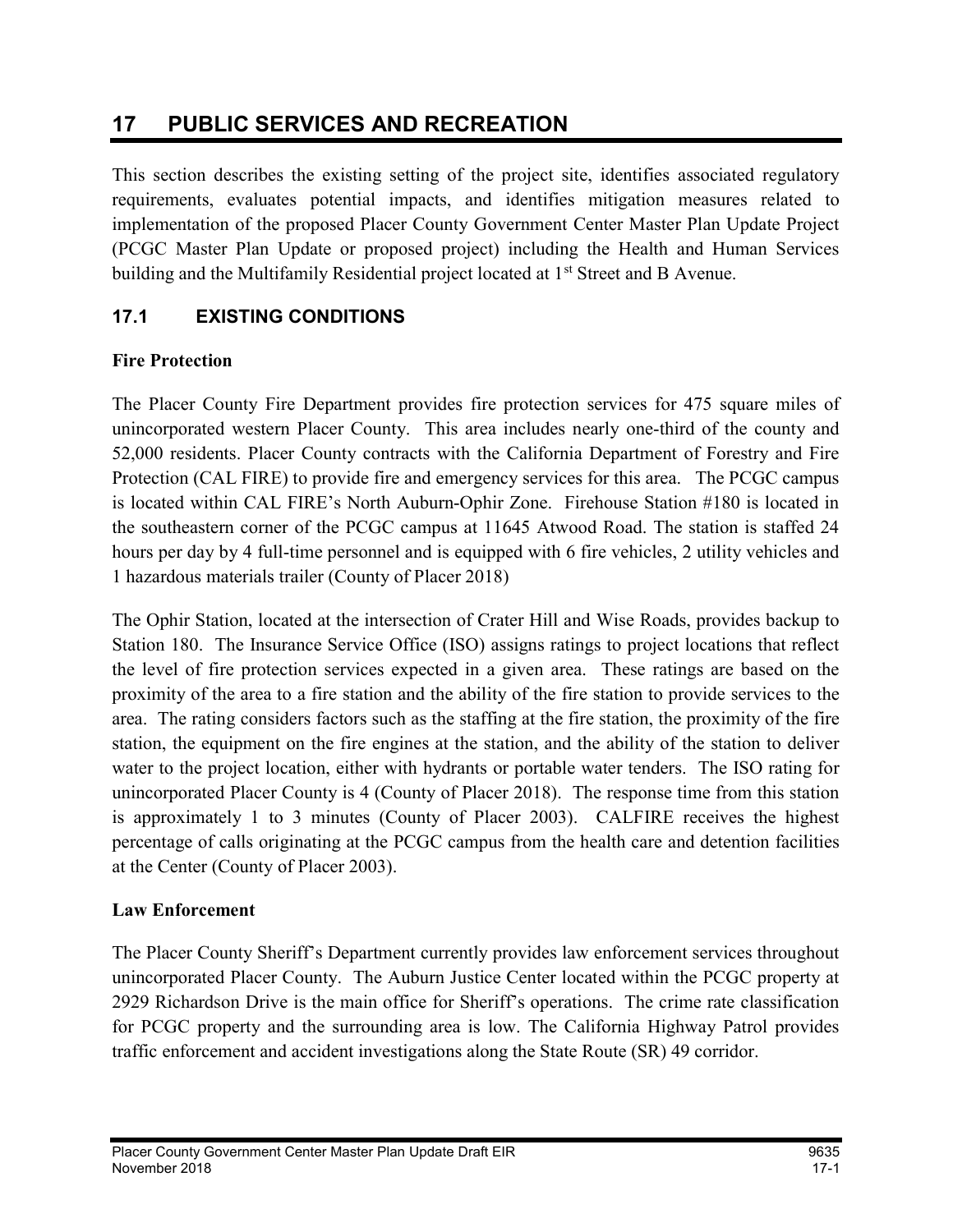# 17 PUBLIC SERVICES AND RECREATION

This section describes the existing setting of the project site, identifies associated regulatory requirements, evaluates potential impacts, and identifies mitigation measures related to implementation of the proposed Placer County Government Center Master Plan Update Project (PCGC Master Plan Update or proposed project) including the Health and Human Services building and the Multifamily Residential project located at 1st Street and B Avenue.

## 17.1 EXISTING CONDITIONS

**Fire Protection**

The Placer County Fire Department provides fire protection services for 475 square miles of unincorporated western Placer County. This area includes nearly one-third of the county and 52,000 residents. Placer County contracts with the California Department of Forestry and Fire Protection (CAL FIRE) to provide fire and emergency services for this area. The PCGC campus is located within CAL FIRE's North Auburn-Ophir Zone. Firehouse Station #180 is located in the southeastern corner of the PCGC campus at 11645 Atwood Road. The station is staffed 24 hours per day by 4 full-time personnel and is equipped with 6 fire vehicles, 2 utility vehicles and 1 hazardous materials trailer (County of Placer 2018)

The Ophir Station, located at the intersection of Crater Hill and Wise Roads, provides backup to Station 180. The Insurance Service Office (ISO) assigns ratings to project locations that reflect the level of fire protection services expected in a given area. These ratings are based on the proximity of the area to a fire station and the ability of the fire station to provide services to the area. The rating considers factors such as the staffing at the fire station, the proximity of the fire station, the equipment on the fire engines at the station, and the ability of the station to deliver water to the project location, either with hydrants or portable water tenders. The ISO rating for unincorporated Placer County is 4 (County of Placer 2018). The response time from this station is approximately 1 to 3 minutes (County of Placer 2003). CALFIRE receives the highest percentage of calls originating at the PCGC campus from the health care and detention facilities at the Center (County of Placer 2003).

**Law Enforcement**

The Placer County Sheriff's Department currently provides law enforcement services throughout unincorporated Placer County. The Auburn Justice Center located within the PCGC property at 2929 Richardson Drive is the main office for Sheriff's operations. The crime rate classification for PCGC property and the surrounding area is low. The California Highway Patrol provides traffic enforcement and accident investigations along the State Route (SR) 49 corridor.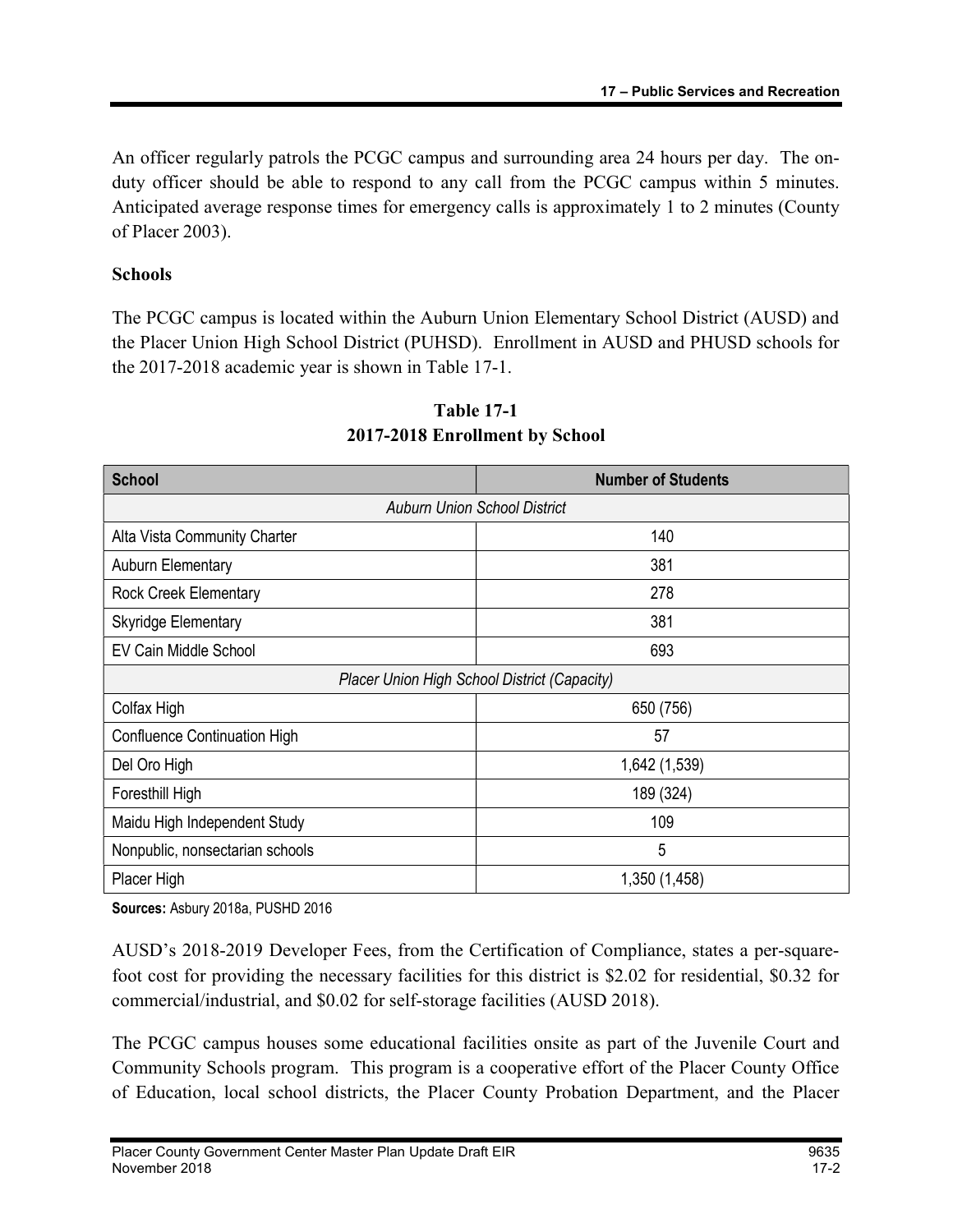An officer regularly patrols the PCGC campus and surrounding area 24 hours per day. The on-duty officer should be able to respond to any call from the PCGC campus within 5 minutes. Anticipated average response times for emergency calls is approximately 1 to 2 minutes (County of Placer 2003).

**Schools**

The PCGC campus is located within the Auburn Union Elementary School District (AUSD) and the Placer Union High School District (PUHSD). Enrollment in AUSD and PHUSD schools for the 2017-2018 academic year is shown in Table 17-1.

**Table 17-1**
**2017-2018 Enrollment by School**

| School | Number of Students |
|---|---|
| *Auburn Union School District* | |
| Alta Vista Community Charter | 140 |
| Auburn Elementary | 381 |
| Rock Creek Elementary | 278 |
| Skyridge Elementary | 381 |
| EV Cain Middle School | 693 |
| *Placer Union High School District (Capacity)* | |
| Colfax High | 650 (756) |
| Confluence Continuation High | 57 |
| Del Oro High | 1,642 (1,539) |
| Foresthill High | 189 (324) |
| Maidu High Independent Study | 109 |
| Nonpublic, nonsectarian schools | 5 |
| Placer High | 1,350 (1,458) |

**Sources:** Asbury 2018a, PUSHD 2016

AUSD's 2018-2019 Developer Fees, from the Certification of Compliance, states a per-square-foot cost for providing the necessary facilities for this district is $2.02 for residential, $0.32 for commercial/industrial, and $0.02 for self-storage facilities (AUSD 2018).

The PCGC campus houses some educational facilities onsite as part of the Juvenile Court and Community Schools program. This program is a cooperative effort of the Placer County Office of Education, local school districts, the Placer County Probation Department, and the Placer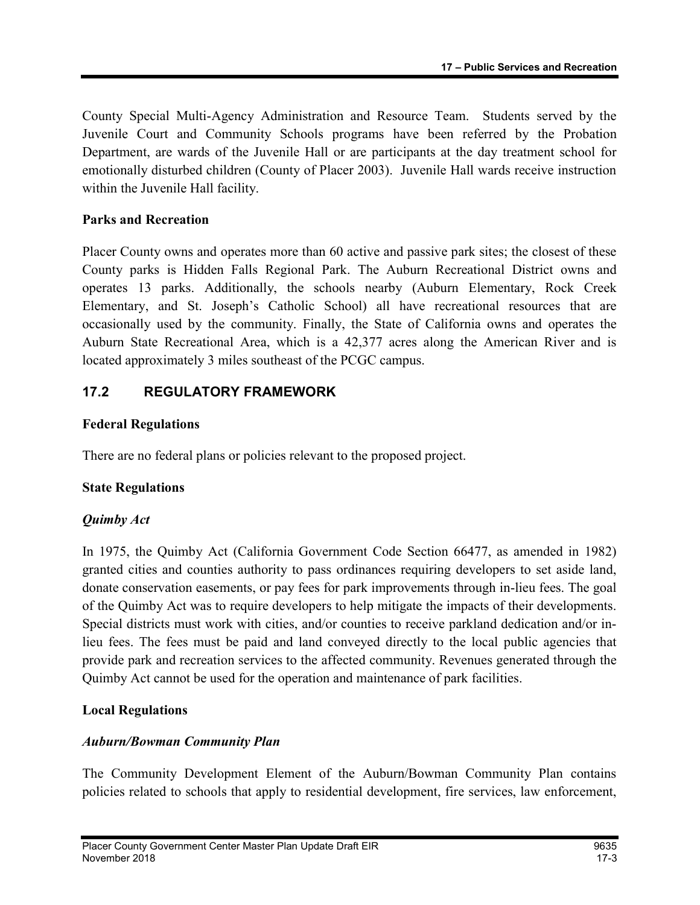County Special Multi-Agency Administration and Resource Team. Students served by the Juvenile Court and Community Schools programs have been referred by the Probation Department, are wards of the Juvenile Hall or are participants at the day treatment school for emotionally disturbed children (County of Placer 2003). Juvenile Hall wards receive instruction within the Juvenile Hall facility.

**Parks and Recreation**

Placer County owns and operates more than 60 active and passive park sites; the closest of these County parks is Hidden Falls Regional Park. The Auburn Recreational District owns and operates 13 parks. Additionally, the schools nearby (Auburn Elementary, Rock Creek Elementary, and St. Joseph's Catholic School) all have recreational resources that are occasionally used by the community. Finally, the State of California owns and operates the Auburn State Recreational Area, which is a 42,377 acres along the American River and is located approximately 3 miles southeast of the PCGC campus.

## 17.2 REGULATORY FRAMEWORK

**Federal Regulations**

There are no federal plans or policies relevant to the proposed project.

**State Regulations**

***Quimby Act***

In 1975, the Quimby Act (California Government Code Section 66477, as amended in 1982) granted cities and counties authority to pass ordinances requiring developers to set aside land, donate conservation easements, or pay fees for park improvements through in-lieu fees. The goal of the Quimby Act was to require developers to help mitigate the impacts of their developments. Special districts must work with cities, and/or counties to receive parkland dedication and/or in-lieu fees. The fees must be paid and land conveyed directly to the local public agencies that provide park and recreation services to the affected community. Revenues generated through the Quimby Act cannot be used for the operation and maintenance of park facilities.

**Local Regulations**

***Auburn/Bowman Community Plan***

The Community Development Element of the Auburn/Bowman Community Plan contains policies related to schools that apply to residential development, fire services, law enforcement,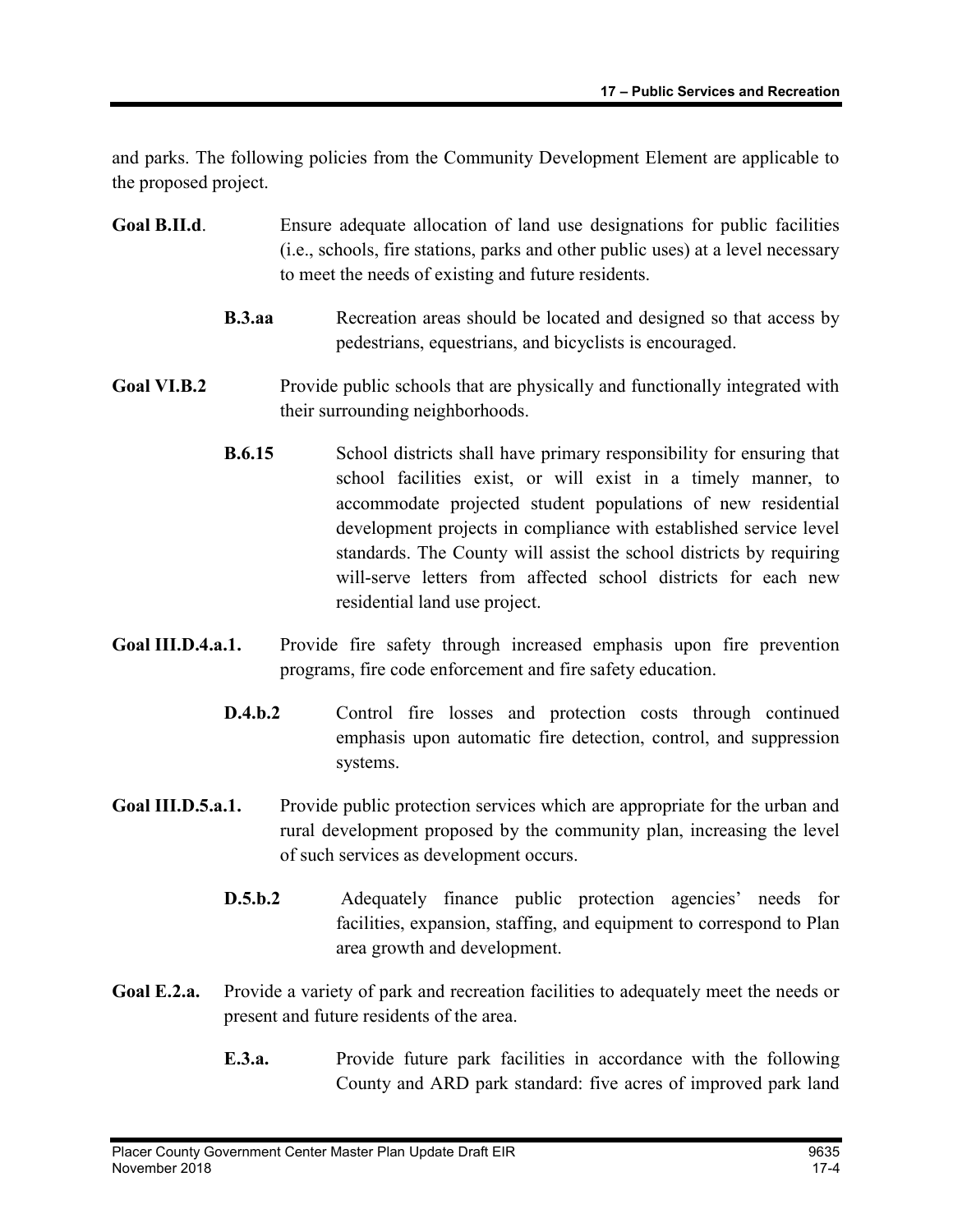and parks. The following policies from the Community Development Element are applicable to the proposed project.

**Goal B.II.d**. Ensure adequate allocation of land use designations for public facilities (i.e., schools, fire stations, parks and other public uses) at a level necessary to meet the needs of existing and future residents.

> **B.3.aa** Recreation areas should be located and designed so that access by pedestrians, equestrians, and bicyclists is encouraged.

**Goal VI.B.2** Provide public schools that are physically and functionally integrated with their surrounding neighborhoods.

> **B.6.15** School districts shall have primary responsibility for ensuring that school facilities exist, or will exist in a timely manner, to accommodate projected student populations of new residential development projects in compliance with established service level standards. The County will assist the school districts by requiring will-serve letters from affected school districts for each new residential land use project.

**Goal III.D.4.a.1.** Provide fire safety through increased emphasis upon fire prevention programs, fire code enforcement and fire safety education.

> **D.4.b.2** Control fire losses and protection costs through continued emphasis upon automatic fire detection, control, and suppression systems.

**Goal III.D.5.a.1.** Provide public protection services which are appropriate for the urban and rural development proposed by the community plan, increasing the level of such services as development occurs.

> **D.5.b.2** Adequately finance public protection agencies' needs for facilities, expansion, staffing, and equipment to correspond to Plan area growth and development.

**Goal E.2.a.** Provide a variety of park and recreation facilities to adequately meet the needs or present and future residents of the area.

> **E.3.a.** Provide future park facilities in accordance with the following County and ARD park standard: five acres of improved park land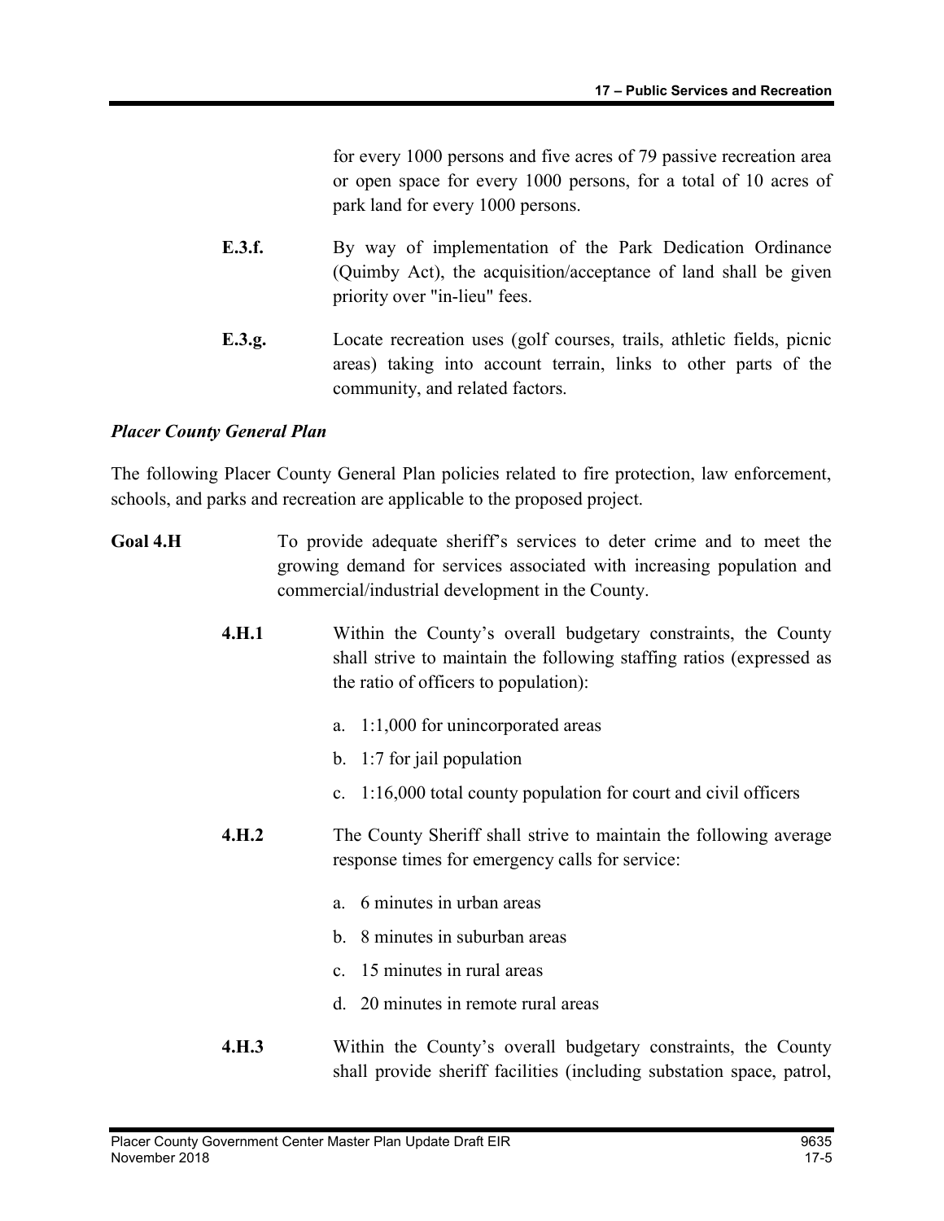for every 1000 persons and five acres of 79 passive recreation area or open space for every 1000 persons, for a total of 10 acres of park land for every 1000 persons.

**E.3.f.** By way of implementation of the Park Dedication Ordinance (Quimby Act), the acquisition/acceptance of land shall be given priority over "in-lieu" fees.

**E.3.g.** Locate recreation uses (golf courses, trails, athletic fields, picnic areas) taking into account terrain, links to other parts of the community, and related factors.

***Placer County General Plan***

The following Placer County General Plan policies related to fire protection, law enforcement, schools, and parks and recreation are applicable to the proposed project.

**Goal 4.H** To provide adequate sheriff's services to deter crime and to meet the growing demand for services associated with increasing population and commercial/industrial development in the County.

**4.H.1** Within the County's overall budgetary constraints, the County shall strive to maintain the following staffing ratios (expressed as the ratio of officers to population):

a. 1:1,000 for unincorporated areas
b. 1:7 for jail population
c. 1:16,000 total county population for court and civil officers

**4.H.2** The County Sheriff shall strive to maintain the following average response times for emergency calls for service:

a. 6 minutes in urban areas
b. 8 minutes in suburban areas
c. 15 minutes in rural areas
d. 20 minutes in remote rural areas

**4.H.3** Within the County's overall budgetary constraints, the County shall provide sheriff facilities (including substation space, patrol,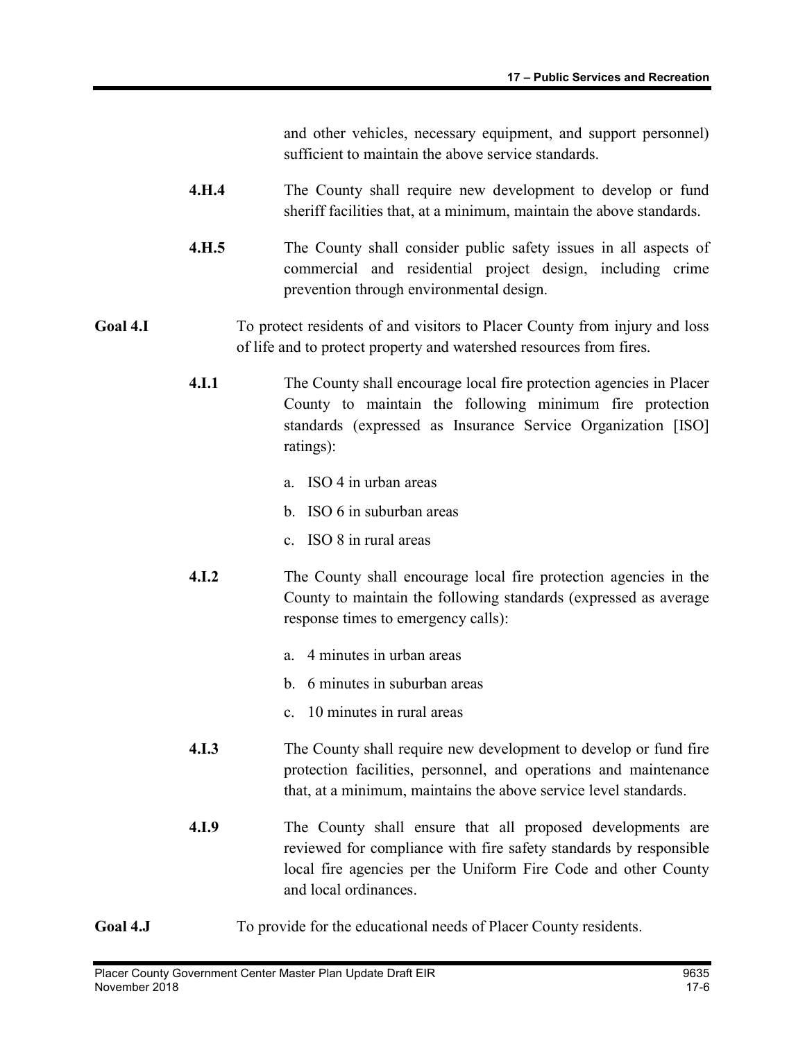and other vehicles, necessary equipment, and support personnel) sufficient to maintain the above service standards.

**4.H.4** The County shall require new development to develop or fund sheriff facilities that, at a minimum, maintain the above standards.

**4.H.5** The County shall consider public safety issues in all aspects of commercial and residential project design, including crime prevention through environmental design.

**Goal 4.I** To protect residents of and visitors to Placer County from injury and loss of life and to protect property and watershed resources from fires.

**4.I.1** The County shall encourage local fire protection agencies in Placer County to maintain the following minimum fire protection standards (expressed as Insurance Service Organization [ISO] ratings):

a. ISO 4 in urban areas

b. ISO 6 in suburban areas

c. ISO 8 in rural areas

**4.I.2** The County shall encourage local fire protection agencies in the County to maintain the following standards (expressed as average response times to emergency calls):

a. 4 minutes in urban areas

b. 6 minutes in suburban areas

c. 10 minutes in rural areas

**4.I.3** The County shall require new development to develop or fund fire protection facilities, personnel, and operations and maintenance that, at a minimum, maintains the above service level standards.

**4.I.9** The County shall ensure that all proposed developments are reviewed for compliance with fire safety standards by responsible local fire agencies per the Uniform Fire Code and other County and local ordinances.

**Goal 4.J** To provide for the educational needs of Placer County residents.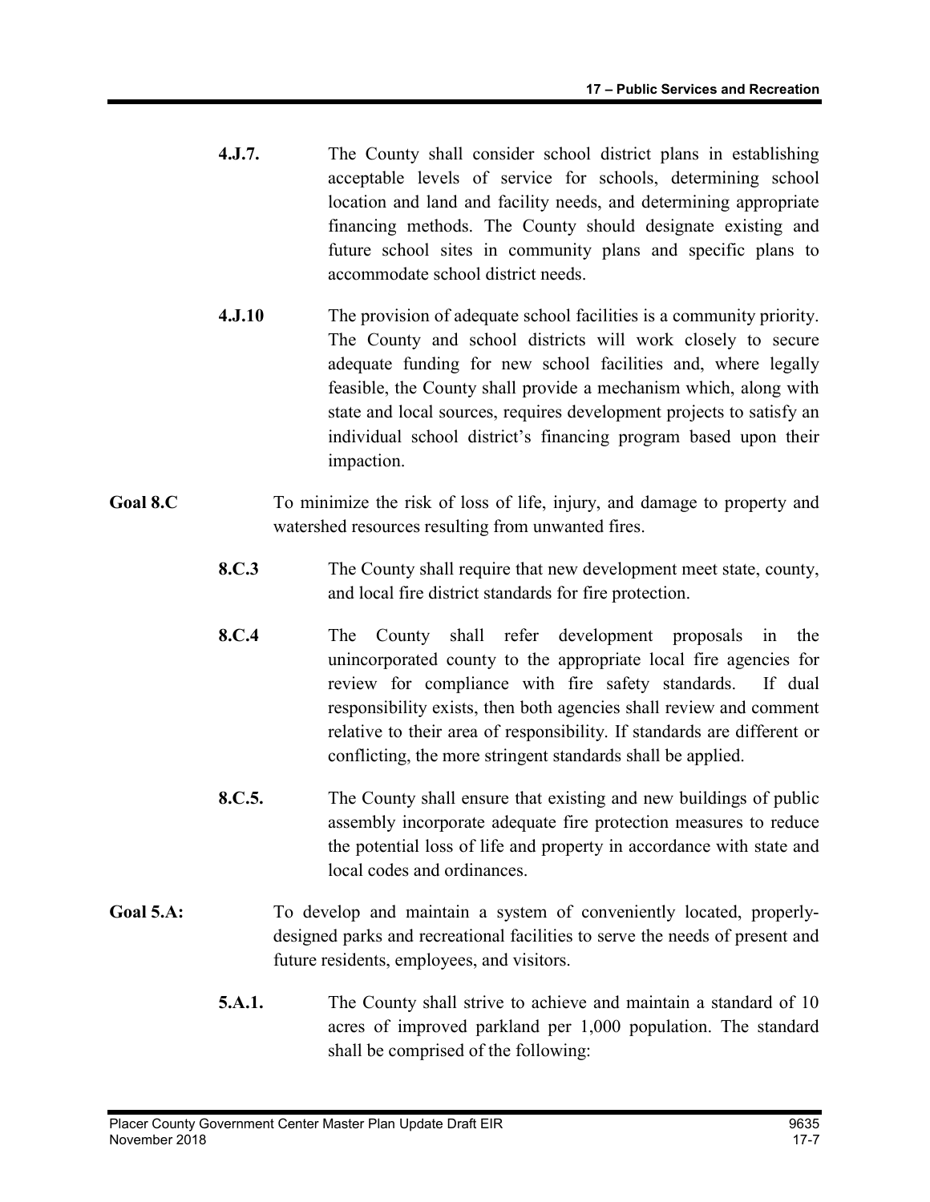**4.J.7.** The County shall consider school district plans in establishing acceptable levels of service for schools, determining school location and land and facility needs, and determining appropriate financing methods. The County should designate existing and future school sites in community plans and specific plans to accommodate school district needs.

**4.J.10** The provision of adequate school facilities is a community priority. The County and school districts will work closely to secure adequate funding for new school facilities and, where legally feasible, the County shall provide a mechanism which, along with state and local sources, requires development projects to satisfy an individual school district's financing program based upon their impaction.

**Goal 8.C** To minimize the risk of loss of life, injury, and damage to property and watershed resources resulting from unwanted fires.

**8.C.3** The County shall require that new development meet state, county, and local fire district standards for fire protection.

**8.C.4** The County shall refer development proposals in the unincorporated county to the appropriate local fire agencies for review for compliance with fire safety standards. If dual responsibility exists, then both agencies shall review and comment relative to their area of responsibility. If standards are different or conflicting, the more stringent standards shall be applied.

**8.C.5.** The County shall ensure that existing and new buildings of public assembly incorporate adequate fire protection measures to reduce the potential loss of life and property in accordance with state and local codes and ordinances.

**Goal 5.A:** To develop and maintain a system of conveniently located, properly-designed parks and recreational facilities to serve the needs of present and future residents, employees, and visitors.

**5.A.1.** The County shall strive to achieve and maintain a standard of 10 acres of improved parkland per 1,000 population. The standard shall be comprised of the following: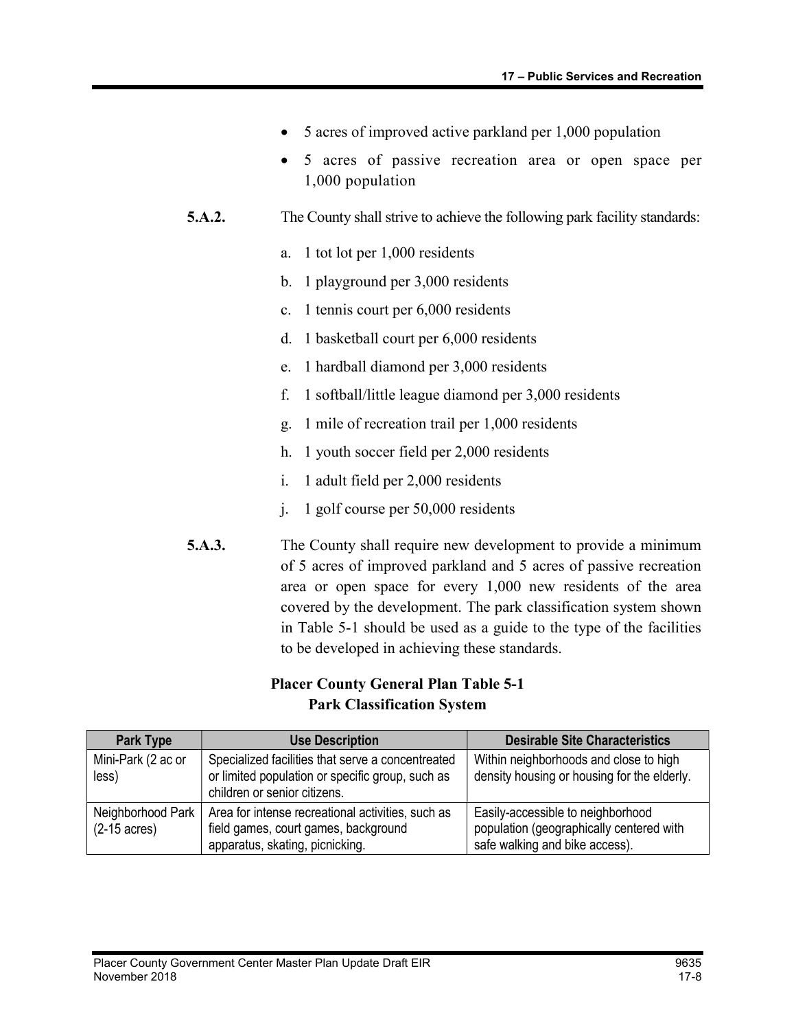- 5 acres of improved active parkland per 1,000 population
- 5 acres of passive recreation area or open space per 1,000 population

**5.A.2.** The County shall strive to achieve the following park facility standards:

a. 1 tot lot per 1,000 residents

b. 1 playground per 3,000 residents

c. 1 tennis court per 6,000 residents

d. 1 basketball court per 6,000 residents

e. 1 hardball diamond per 3,000 residents

f. 1 softball/little league diamond per 3,000 residents

g. 1 mile of recreation trail per 1,000 residents

h. 1 youth soccer field per 2,000 residents

i. 1 adult field per 2,000 residents

j. 1 golf course per 50,000 residents

**5.A.3.** The County shall require new development to provide a minimum of 5 acres of improved parkland and 5 acres of passive recreation area or open space for every 1,000 new residents of the area covered by the development. The park classification system shown in Table 5-1 should be used as a guide to the type of the facilities to be developed in achieving these standards.

**Placer County General Plan Table 5-1**
**Park Classification System**

| Park Type | Use Description | Desirable Site Characteristics |
| --- | --- | --- |
| Mini-Park (2 ac or less) | Specialized facilities that serve a concentreated or limited population or specific group, such as children or senior citizens. | Within neighborhoods and close to high density housing or housing for the elderly. |
| Neighborhood Park (2-15 acres) | Area for intense recreational activities, such as field games, court games, background apparatus, skating, picnicking. | Easily-accessible to neighborhood population (geographically centered with safe walking and bike access). |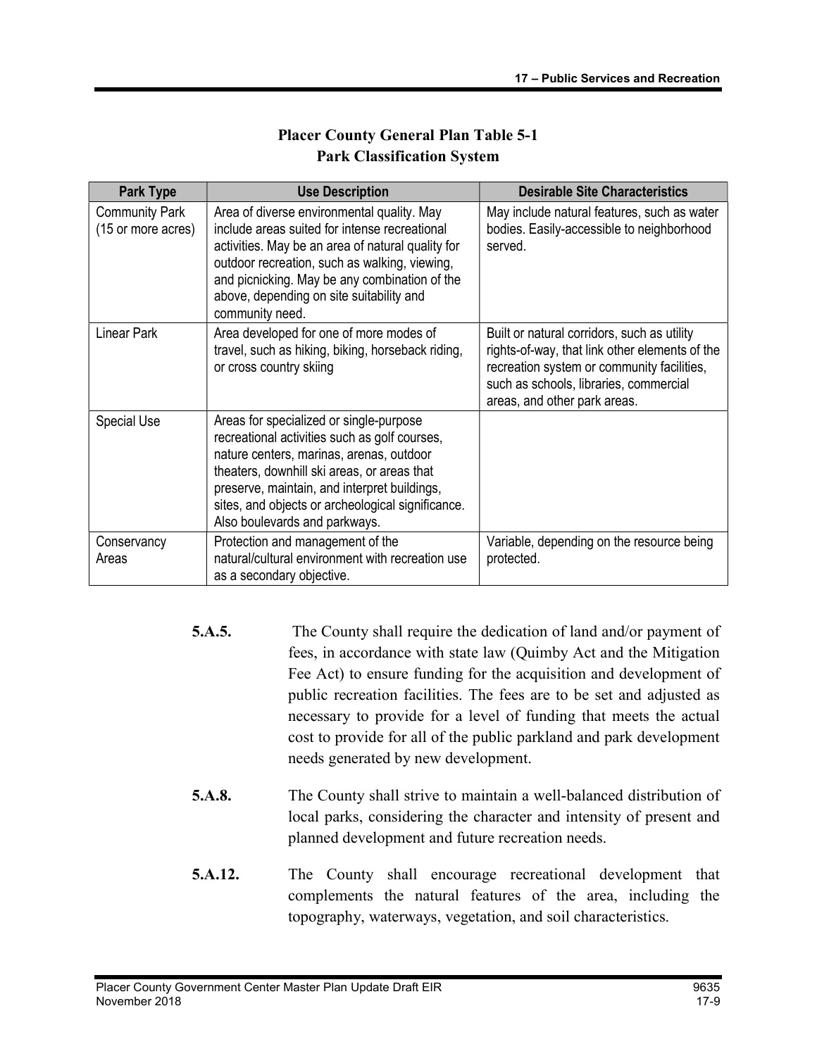**Placer County General Plan Table 5-1**
**Park Classification System**

| Park Type | Use Description | Desirable Site Characteristics |
|---|---|---|
| Community Park (15 or more acres) | Area of diverse environmental quality. May include areas suited for intense recreational activities. May be an area of natural quality for outdoor recreation, such as walking, viewing, and picnicking. May be any combination of the above, depending on site suitability and community need. | May include natural features, such as water bodies. Easily-accessible to neighborhood served. |
| Linear Park | Area developed for one of more modes of travel, such as hiking, biking, horseback riding, or cross country skiing | Built or natural corridors, such as utility rights-of-way, that link other elements of the recreation system or community facilities, such as schools, libraries, commercial areas, and other park areas. |
| Special Use | Areas for specialized or single-purpose recreational activities such as golf courses, nature centers, marinas, arenas, outdoor theaters, downhill ski areas, or areas that preserve, maintain, and interpret buildings, sites, and objects or archeological significance. Also boulevards and parkways. | |
| Conservancy Areas | Protection and management of the natural/cultural environment with recreation use as a secondary objective. | Variable, depending on the resource being protected. |

**5.A.5.** The County shall require the dedication of land and/or payment of fees, in accordance with state law (Quimby Act and the Mitigation Fee Act) to ensure funding for the acquisition and development of public recreation facilities. The fees are to be set and adjusted as necessary to provide for a level of funding that meets the actual cost to provide for all of the public parkland and park development needs generated by new development.

**5.A.8.** The County shall strive to maintain a well-balanced distribution of local parks, considering the character and intensity of present and planned development and future recreation needs.

**5.A.12.** The County shall encourage recreational development that complements the natural features of the area, including the topography, waterways, vegetation, and soil characteristics.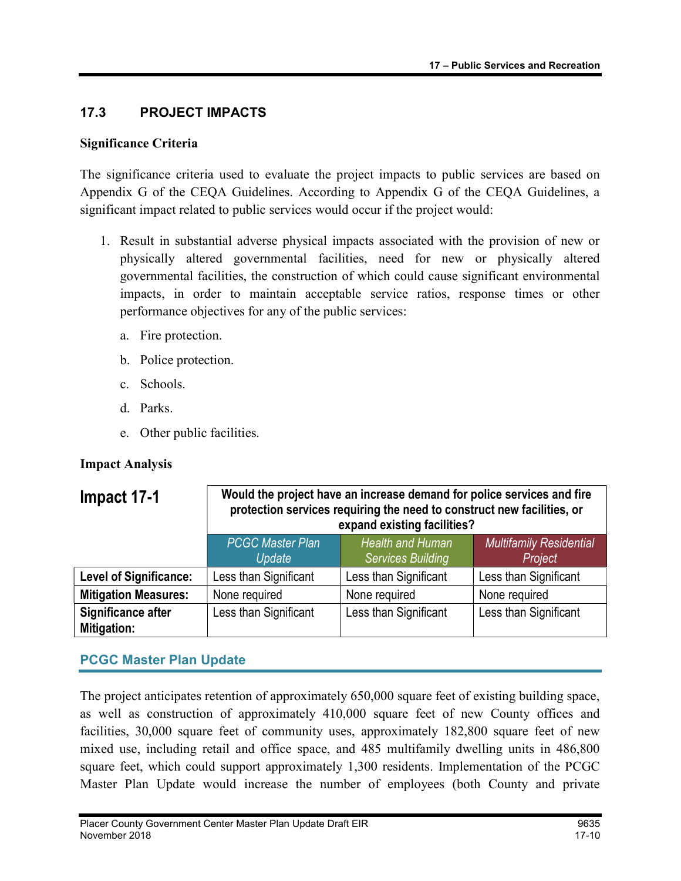## 17.3 PROJECT IMPACTS

**Significance Criteria**

The significance criteria used to evaluate the project impacts to public services are based on Appendix G of the CEQA Guidelines. According to Appendix G of the CEQA Guidelines, a significant impact related to public services would occur if the project would:

1. Result in substantial adverse physical impacts associated with the provision of new or physically altered governmental facilities, need for new or physically altered governmental facilities, the construction of which could cause significant environmental impacts, in order to maintain acceptable service ratios, response times or other performance objectives for any of the public services:

   a. Fire protection.

   b. Police protection.

   c. Schools.

   d. Parks.

   e. Other public facilities.

**Impact Analysis**

| **Impact 17-1** | **Would the project have an increase demand for police services and fire protection services requiring the need to construct new facilities, or expand existing facilities?** | | |
|---|---|---|---|
| | *PCGC Master Plan Update* | *Health and Human Services Building* | *Multifamily Residential Project* |
| **Level of Significance:** | Less than Significant | Less than Significant | Less than Significant |
| **Mitigation Measures:** | None required | None required | None required |
| **Significance after Mitigation:** | Less than Significant | Less than Significant | Less than Significant |

### PCGC Master Plan Update

The project anticipates retention of approximately 650,000 square feet of existing building space, as well as construction of approximately 410,000 square feet of new County offices and facilities, 30,000 square feet of community uses, approximately 182,800 square feet of new mixed use, including retail and office space, and 485 multifamily dwelling units in 486,800 square feet, which could support approximately 1,300 residents. Implementation of the PCGC Master Plan Update would increase the number of employees (both County and private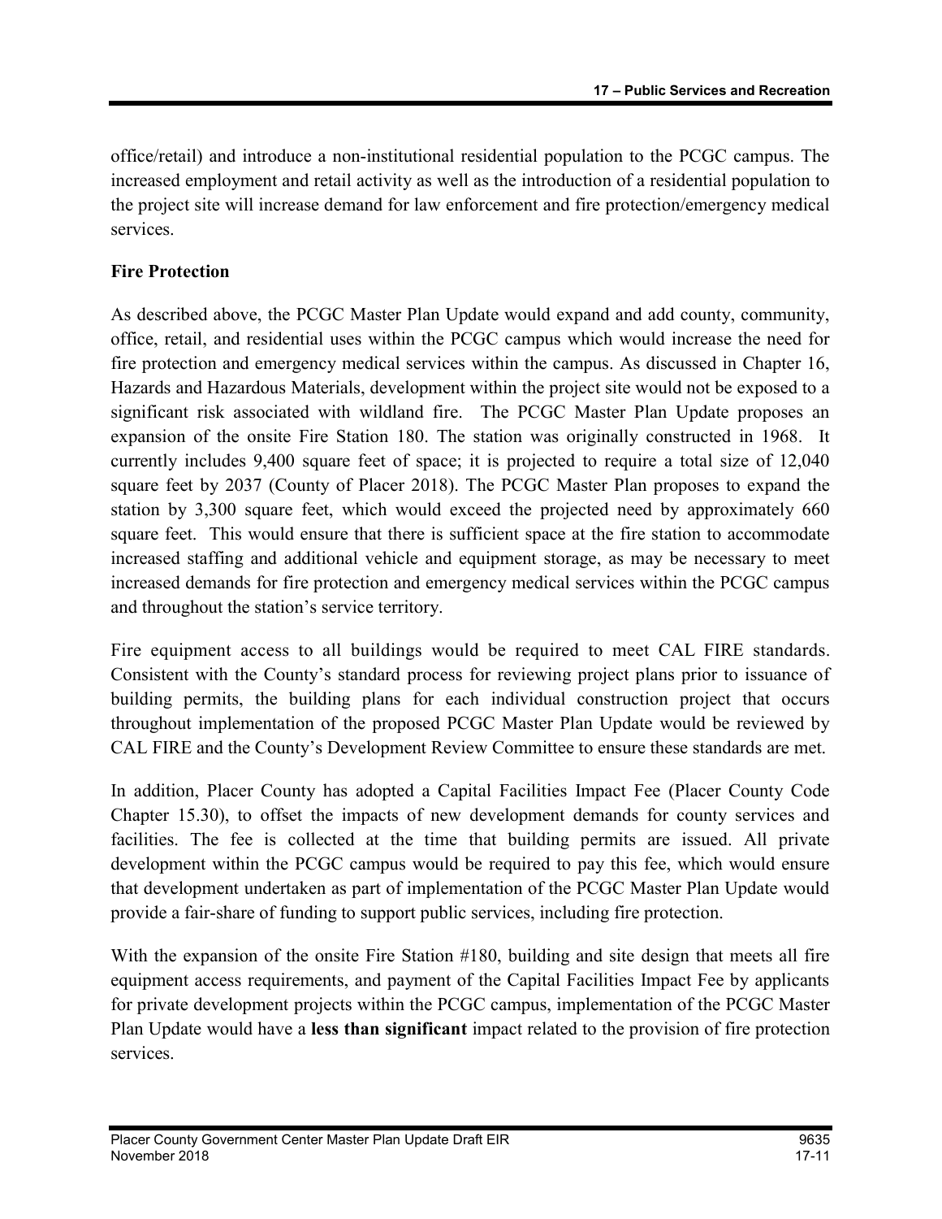office/retail) and introduce a non-institutional residential population to the PCGC campus. The increased employment and retail activity as well as the introduction of a residential population to the project site will increase demand for law enforcement and fire protection/emergency medical services.

**Fire Protection**

As described above, the PCGC Master Plan Update would expand and add county, community, office, retail, and residential uses within the PCGC campus which would increase the need for fire protection and emergency medical services within the campus. As discussed in Chapter 16, Hazards and Hazardous Materials, development within the project site would not be exposed to a significant risk associated with wildland fire. The PCGC Master Plan Update proposes an expansion of the onsite Fire Station 180. The station was originally constructed in 1968. It currently includes 9,400 square feet of space; it is projected to require a total size of 12,040 square feet by 2037 (County of Placer 2018). The PCGC Master Plan proposes to expand the station by 3,300 square feet, which would exceed the projected need by approximately 660 square feet. This would ensure that there is sufficient space at the fire station to accommodate increased staffing and additional vehicle and equipment storage, as may be necessary to meet increased demands for fire protection and emergency medical services within the PCGC campus and throughout the station's service territory.

Fire equipment access to all buildings would be required to meet CAL FIRE standards. Consistent with the County's standard process for reviewing project plans prior to issuance of building permits, the building plans for each individual construction project that occurs throughout implementation of the proposed PCGC Master Plan Update would be reviewed by CAL FIRE and the County's Development Review Committee to ensure these standards are met.

In addition, Placer County has adopted a Capital Facilities Impact Fee (Placer County Code Chapter 15.30), to offset the impacts of new development demands for county services and facilities. The fee is collected at the time that building permits are issued. All private development within the PCGC campus would be required to pay this fee, which would ensure that development undertaken as part of implementation of the PCGC Master Plan Update would provide a fair-share of funding to support public services, including fire protection.

With the expansion of the onsite Fire Station #180, building and site design that meets all fire equipment access requirements, and payment of the Capital Facilities Impact Fee by applicants for private development projects within the PCGC campus, implementation of the PCGC Master Plan Update would have a **less than significant** impact related to the provision of fire protection services.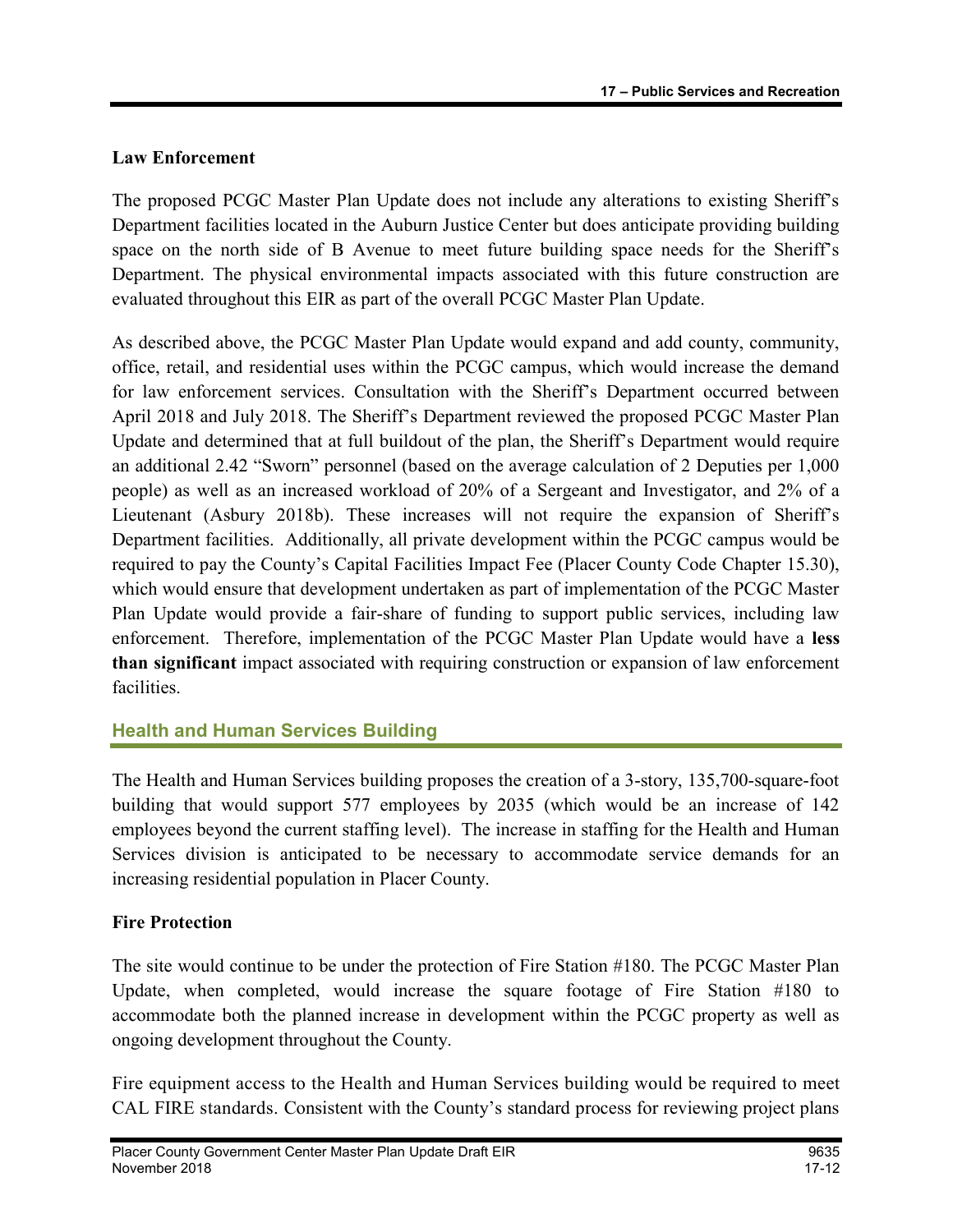### Law Enforcement

The proposed PCGC Master Plan Update does not include any alterations to existing Sheriff's Department facilities located in the Auburn Justice Center but does anticipate providing building space on the north side of B Avenue to meet future building space needs for the Sheriff's Department. The physical environmental impacts associated with this future construction are evaluated throughout this EIR as part of the overall PCGC Master Plan Update.

As described above, the PCGC Master Plan Update would expand and add county, community, office, retail, and residential uses within the PCGC campus, which would increase the demand for law enforcement services. Consultation with the Sheriff's Department occurred between April 2018 and July 2018. The Sheriff's Department reviewed the proposed PCGC Master Plan Update and determined that at full buildout of the plan, the Sheriff's Department would require an additional 2.42 "Sworn" personnel (based on the average calculation of 2 Deputies per 1,000 people) as well as an increased workload of 20% of a Sergeant and Investigator, and 2% of a Lieutenant (Asbury 2018b). These increases will not require the expansion of Sheriff's Department facilities. Additionally, all private development within the PCGC campus would be required to pay the County's Capital Facilities Impact Fee (Placer County Code Chapter 15.30), which would ensure that development undertaken as part of implementation of the PCGC Master Plan Update would provide a fair-share of funding to support public services, including law enforcement. Therefore, implementation of the PCGC Master Plan Update would have a **less than significant** impact associated with requiring construction or expansion of law enforcement facilities.

## Health and Human Services Building

The Health and Human Services building proposes the creation of a 3-story, 135,700-square-foot building that would support 577 employees by 2035 (which would be an increase of 142 employees beyond the current staffing level). The increase in staffing for the Health and Human Services division is anticipated to be necessary to accommodate service demands for an increasing residential population in Placer County.

### Fire Protection

The site would continue to be under the protection of Fire Station #180. The PCGC Master Plan Update, when completed, would increase the square footage of Fire Station #180 to accommodate both the planned increase in development within the PCGC property as well as ongoing development throughout the County.

Fire equipment access to the Health and Human Services building would be required to meet CAL FIRE standards. Consistent with the County's standard process for reviewing project plans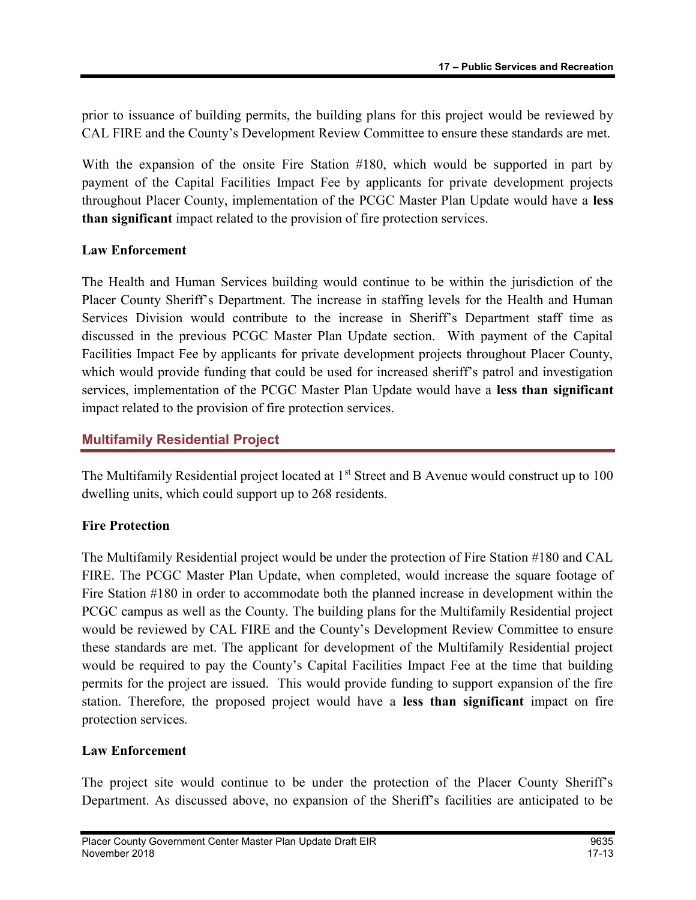prior to issuance of building permits, the building plans for this project would be reviewed by CAL FIRE and the County's Development Review Committee to ensure these standards are met.

With the expansion of the onsite Fire Station #180, which would be supported in part by payment of the Capital Facilities Impact Fee by applicants for private development projects throughout Placer County, implementation of the PCGC Master Plan Update would have a **less than significant** impact related to the provision of fire protection services.

**Law Enforcement**

The Health and Human Services building would continue to be within the jurisdiction of the Placer County Sheriff's Department. The increase in staffing levels for the Health and Human Services Division would contribute to the increase in Sheriff's Department staff time as discussed in the previous PCGC Master Plan Update section. With payment of the Capital Facilities Impact Fee by applicants for private development projects throughout Placer County, which would provide funding that could be used for increased sheriff's patrol and investigation services, implementation of the PCGC Master Plan Update would have a **less than significant** impact related to the provision of fire protection services.

## Multifamily Residential Project

The Multifamily Residential project located at 1st Street and B Avenue would construct up to 100 dwelling units, which could support up to 268 residents.

**Fire Protection**

The Multifamily Residential project would be under the protection of Fire Station #180 and CAL FIRE. The PCGC Master Plan Update, when completed, would increase the square footage of Fire Station #180 in order to accommodate both the planned increase in development within the PCGC campus as well as the County. The building plans for the Multifamily Residential project would be reviewed by CAL FIRE and the County's Development Review Committee to ensure these standards are met. The applicant for development of the Multifamily Residential project would be required to pay the County's Capital Facilities Impact Fee at the time that building permits for the project are issued. This would provide funding to support expansion of the fire station. Therefore, the proposed project would have a **less than significant** impact on fire protection services.

**Law Enforcement**

The project site would continue to be under the protection of the Placer County Sheriff's Department. As discussed above, no expansion of the Sheriff's facilities are anticipated to be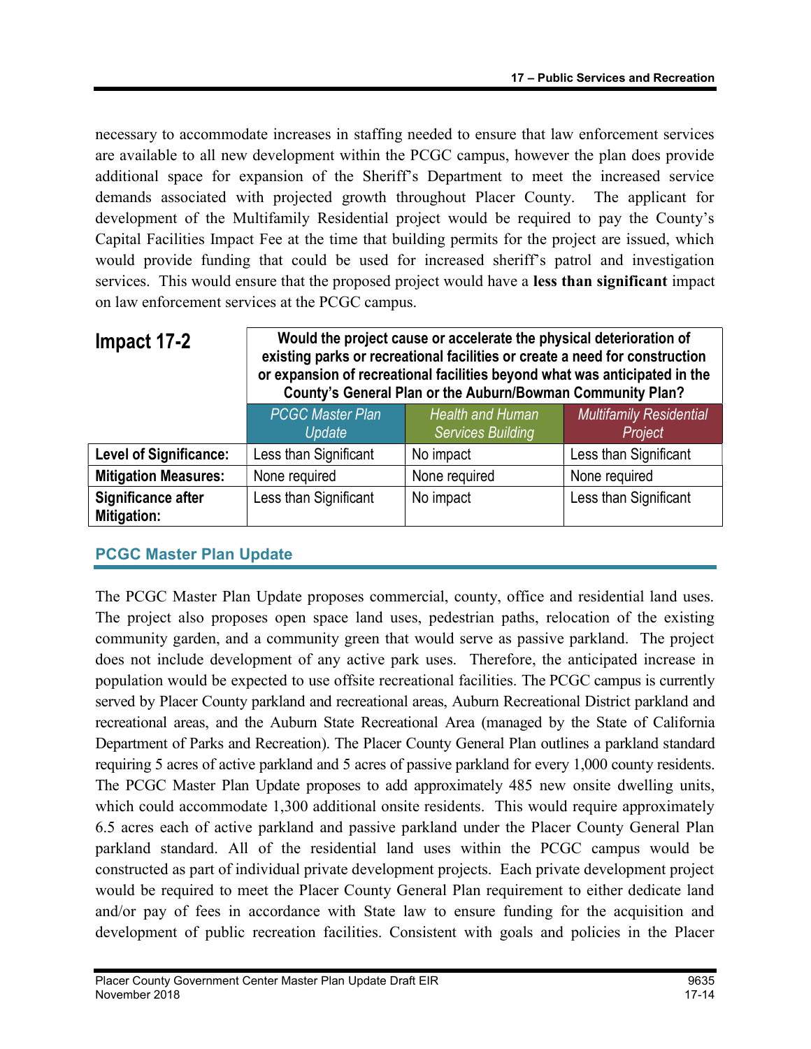necessary to accommodate increases in staffing needed to ensure that law enforcement services are available to all new development within the PCGC campus, however the plan does provide additional space for expansion of the Sheriff's Department to meet the increased service demands associated with projected growth throughout Placer County. The applicant for development of the Multifamily Residential project would be required to pay the County's Capital Facilities Impact Fee at the time that building permits for the project are issued, which would provide funding that could be used for increased sheriff's patrol and investigation services. This would ensure that the proposed project would have a **less than significant** impact on law enforcement services at the PCGC campus.

| **Impact 17-2** | **Would the project cause or accelerate the physical deterioration of existing parks or recreational facilities or create a need for construction or expansion of recreational facilities beyond what was anticipated in the County's General Plan or the Auburn/Bowman Community Plan?** | | |
|---|---|---|---|
| | *PCGC Master Plan Update* | *Health and Human Services Building* | *Multifamily Residential Project* |
| **Level of Significance:** | Less than Significant | No impact | Less than Significant |
| **Mitigation Measures:** | None required | None required | None required |
| **Significance after Mitigation:** | Less than Significant | No impact | Less than Significant |

## PCGC Master Plan Update

The PCGC Master Plan Update proposes commercial, county, office and residential land uses. The project also proposes open space land uses, pedestrian paths, relocation of the existing community garden, and a community green that would serve as passive parkland. The project does not include development of any active park uses. Therefore, the anticipated increase in population would be expected to use offsite recreational facilities. The PCGC campus is currently served by Placer County parkland and recreational areas, Auburn Recreational District parkland and recreational areas, and the Auburn State Recreational Area (managed by the State of California Department of Parks and Recreation). The Placer County General Plan outlines a parkland standard requiring 5 acres of active parkland and 5 acres of passive parkland for every 1,000 county residents. The PCGC Master Plan Update proposes to add approximately 485 new onsite dwelling units, which could accommodate 1,300 additional onsite residents. This would require approximately 6.5 acres each of active parkland and passive parkland under the Placer County General Plan parkland standard. All of the residential land uses within the PCGC campus would be constructed as part of individual private development projects. Each private development project would be required to meet the Placer County General Plan requirement to either dedicate land and/or pay of fees in accordance with State law to ensure funding for the acquisition and development of public recreation facilities. Consistent with goals and policies in the Placer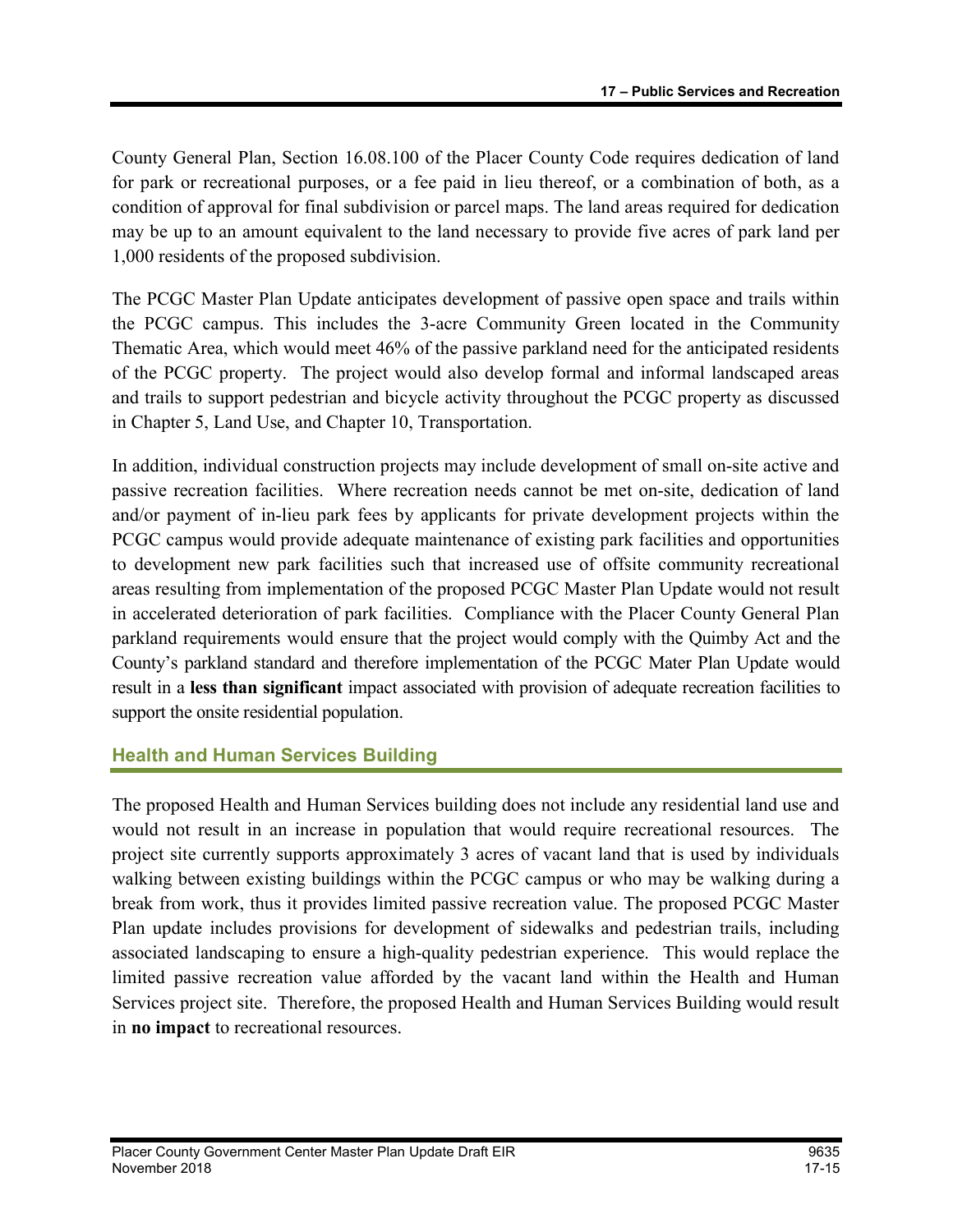County General Plan, Section 16.08.100 of the Placer County Code requires dedication of land for park or recreational purposes, or a fee paid in lieu thereof, or a combination of both, as a condition of approval for final subdivision or parcel maps. The land areas required for dedication may be up to an amount equivalent to the land necessary to provide five acres of park land per 1,000 residents of the proposed subdivision.

The PCGC Master Plan Update anticipates development of passive open space and trails within the PCGC campus. This includes the 3-acre Community Green located in the Community Thematic Area, which would meet 46% of the passive parkland need for the anticipated residents of the PCGC property. The project would also develop formal and informal landscaped areas and trails to support pedestrian and bicycle activity throughout the PCGC property as discussed in Chapter 5, Land Use, and Chapter 10, Transportation.

In addition, individual construction projects may include development of small on-site active and passive recreation facilities. Where recreation needs cannot be met on-site, dedication of land and/or payment of in-lieu park fees by applicants for private development projects within the PCGC campus would provide adequate maintenance of existing park facilities and opportunities to development new park facilities such that increased use of offsite community recreational areas resulting from implementation of the proposed PCGC Master Plan Update would not result in accelerated deterioration of park facilities. Compliance with the Placer County General Plan parkland requirements would ensure that the project would comply with the Quimby Act and the County's parkland standard and therefore implementation of the PCGC Mater Plan Update would result in a **less than significant** impact associated with provision of adequate recreation facilities to support the onsite residential population.

### Health and Human Services Building

The proposed Health and Human Services building does not include any residential land use and would not result in an increase in population that would require recreational resources. The project site currently supports approximately 3 acres of vacant land that is used by individuals walking between existing buildings within the PCGC campus or who may be walking during a break from work, thus it provides limited passive recreation value. The proposed PCGC Master Plan update includes provisions for development of sidewalks and pedestrian trails, including associated landscaping to ensure a high-quality pedestrian experience. This would replace the limited passive recreation value afforded by the vacant land within the Health and Human Services project site. Therefore, the proposed Health and Human Services Building would result in **no impact** to recreational resources.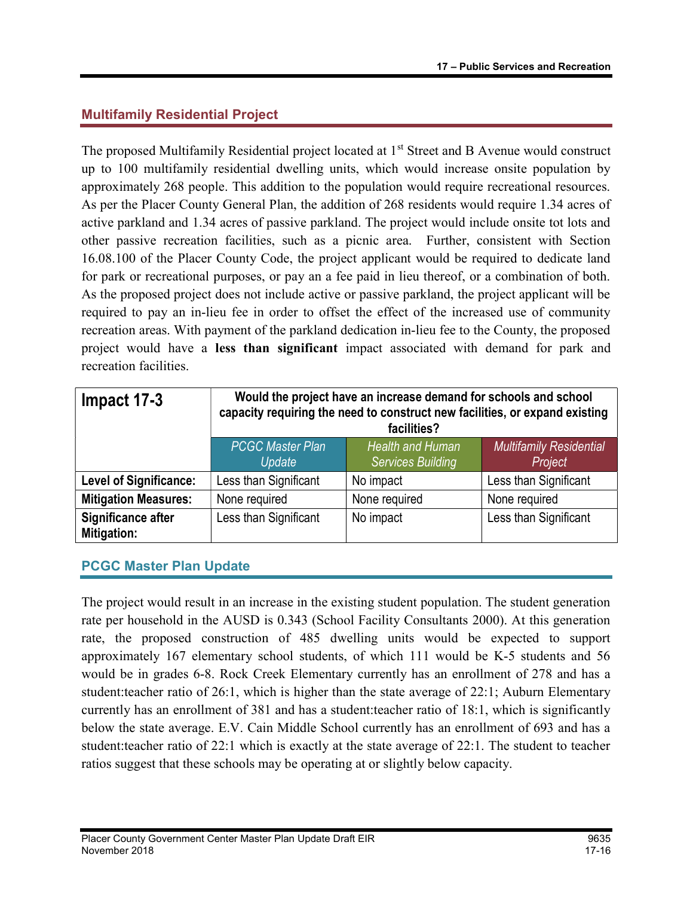## Multifamily Residential Project

The proposed Multifamily Residential project located at 1st Street and B Avenue would construct up to 100 multifamily residential dwelling units, which would increase onsite population by approximately 268 people. This addition to the population would require recreational resources. As per the Placer County General Plan, the addition of 268 residents would require 1.34 acres of active parkland and 1.34 acres of passive parkland. The project would include onsite tot lots and other passive recreation facilities, such as a picnic area. Further, consistent with Section 16.08.100 of the Placer County Code, the project applicant would be required to dedicate land for park or recreational purposes, or pay an a fee paid in lieu thereof, or a combination of both. As the proposed project does not include active or passive parkland, the project applicant will be required to pay an in-lieu fee in order to offset the effect of the increased use of community recreation areas. With payment of the parkland dedication in-lieu fee to the County, the proposed project would have a **less than significant** impact associated with demand for park and recreation facilities.

| **Impact 17-3** | **Would the project have an increase demand for schools and school capacity requiring the need to construct new facilities, or expand existing facilities?** | | |
|---|---|---|---|
| | *PCGC Master Plan Update* | *Health and Human Services Building* | *Multifamily Residential Project* |
| **Level of Significance:** | Less than Significant | No impact | Less than Significant |
| **Mitigation Measures:** | None required | None required | None required |
| **Significance after Mitigation:** | Less than Significant | No impact | Less than Significant |

## PCGC Master Plan Update

The project would result in an increase in the existing student population. The student generation rate per household in the AUSD is 0.343 (School Facility Consultants 2000). At this generation rate, the proposed construction of 485 dwelling units would be expected to support approximately 167 elementary school students, of which 111 would be K-5 students and 56 would be in grades 6-8. Rock Creek Elementary currently has an enrollment of 278 and has a student:teacher ratio of 26:1, which is higher than the state average of 22:1; Auburn Elementary currently has an enrollment of 381 and has a student:teacher ratio of 18:1, which is significantly below the state average. E.V. Cain Middle School currently has an enrollment of 693 and has a student:teacher ratio of 22:1 which is exactly at the state average of 22:1. The student to teacher ratios suggest that these schools may be operating at or slightly below capacity.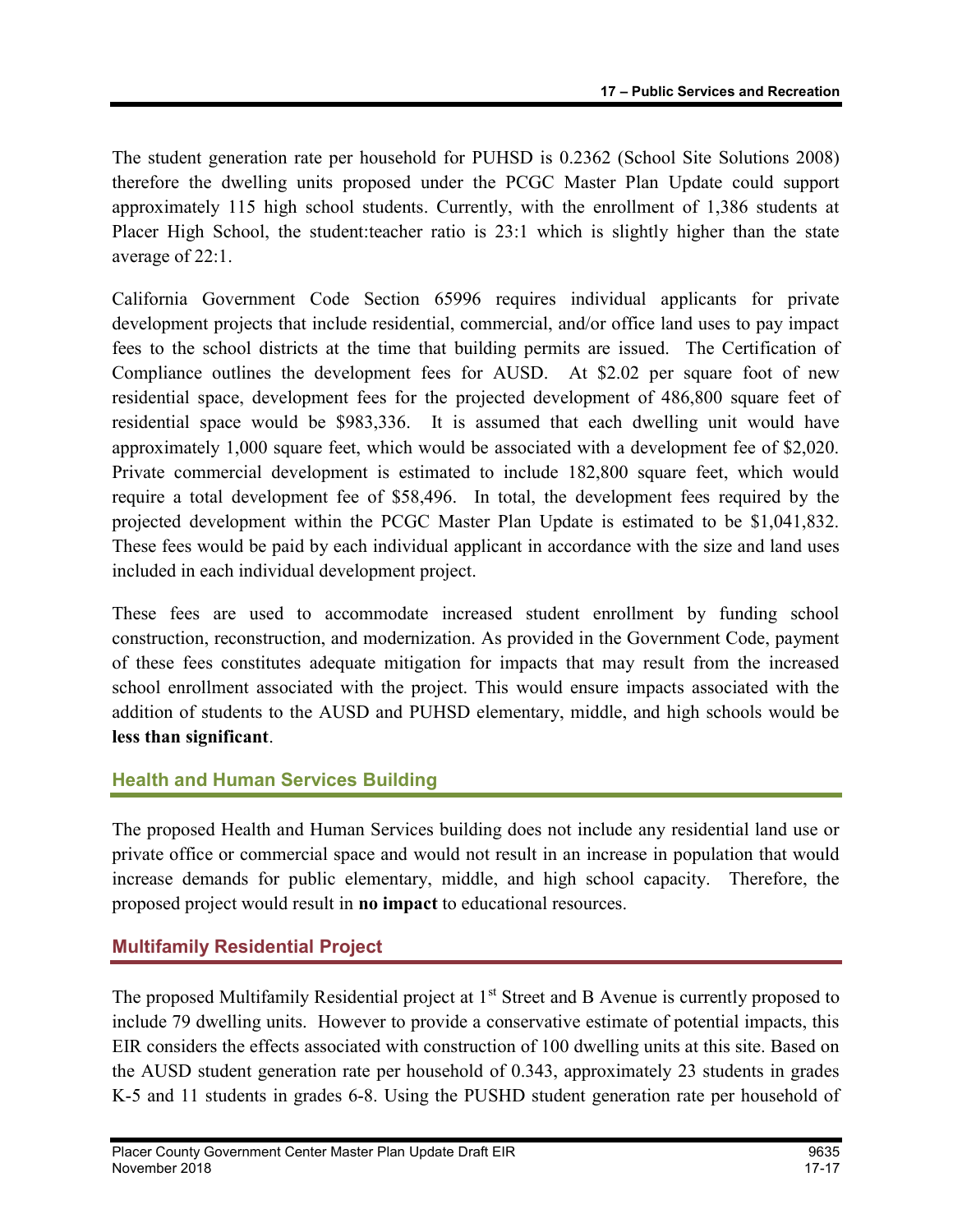The student generation rate per household for PUHSD is 0.2362 (School Site Solutions 2008) therefore the dwelling units proposed under the PCGC Master Plan Update could support approximately 115 high school students. Currently, with the enrollment of 1,386 students at Placer High School, the student:teacher ratio is 23:1 which is slightly higher than the state average of 22:1.

California Government Code Section 65996 requires individual applicants for private development projects that include residential, commercial, and/or office land uses to pay impact fees to the school districts at the time that building permits are issued. The Certification of Compliance outlines the development fees for AUSD. At $2.02 per square foot of new residential space, development fees for the projected development of 486,800 square feet of residential space would be $983,336. It is assumed that each dwelling unit would have approximately 1,000 square feet, which would be associated with a development fee of $2,020. Private commercial development is estimated to include 182,800 square feet, which would require a total development fee of $58,496. In total, the development fees required by the projected development within the PCGC Master Plan Update is estimated to be $1,041,832. These fees would be paid by each individual applicant in accordance with the size and land uses included in each individual development project.

These fees are used to accommodate increased student enrollment by funding school construction, reconstruction, and modernization. As provided in the Government Code, payment of these fees constitutes adequate mitigation for impacts that may result from the increased school enrollment associated with the project. This would ensure impacts associated with the addition of students to the AUSD and PUHSD elementary, middle, and high schools would be **less than significant**.

### Health and Human Services Building

The proposed Health and Human Services building does not include any residential land use or private office or commercial space and would not result in an increase in population that would increase demands for public elementary, middle, and high school capacity. Therefore, the proposed project would result in **no impact** to educational resources.

### Multifamily Residential Project

The proposed Multifamily Residential project at 1st Street and B Avenue is currently proposed to include 79 dwelling units. However to provide a conservative estimate of potential impacts, this EIR considers the effects associated with construction of 100 dwelling units at this site. Based on the AUSD student generation rate per household of 0.343, approximately 23 students in grades K-5 and 11 students in grades 6-8. Using the PUSHD student generation rate per household of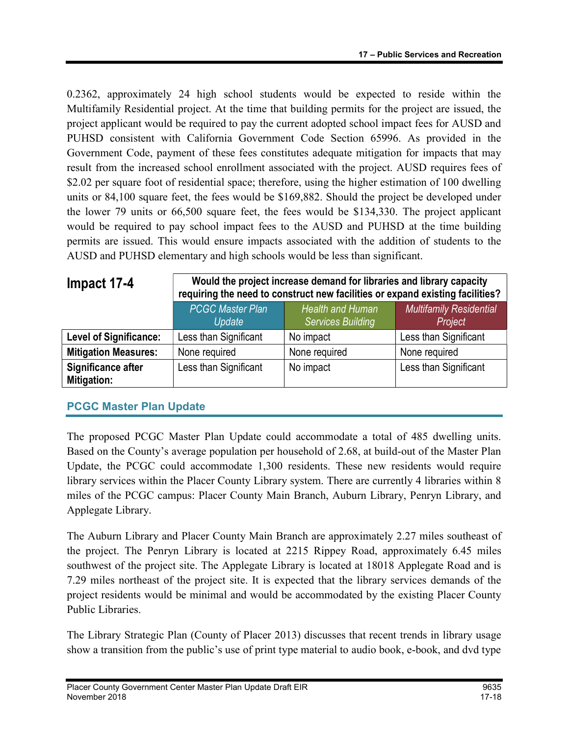0.2362, approximately 24 high school students would be expected to reside within the Multifamily Residential project. At the time that building permits for the project are issued, the project applicant would be required to pay the current adopted school impact fees for AUSD and PUHSD consistent with California Government Code Section 65996. As provided in the Government Code, payment of these fees constitutes adequate mitigation for impacts that may result from the increased school enrollment associated with the project. AUSD requires fees of $2.02 per square foot of residential space; therefore, using the higher estimation of 100 dwelling units or 84,100 square feet, the fees would be $169,882. Should the project be developed under the lower 79 units or 66,500 square feet, the fees would be $134,330. The project applicant would be required to pay school impact fees to the AUSD and PUHSD at the time building permits are issued. This would ensure impacts associated with the addition of students to the AUSD and PUHSD elementary and high schools would be less than significant.

| **Impact 17-4** | **Would the project increase demand for libraries and library capacity requiring the need to construct new facilities or expand existing facilities?** | | |
|---|---|---|---|
| | *PCGC Master Plan Update* | *Health and Human Services Building* | *Multifamily Residential Project* |
| **Level of Significance:** | Less than Significant | No impact | Less than Significant |
| **Mitigation Measures:** | None required | None required | None required |
| **Significance after Mitigation:** | Less than Significant | No impact | Less than Significant |

## PCGC Master Plan Update

The proposed PCGC Master Plan Update could accommodate a total of 485 dwelling units. Based on the County's average population per household of 2.68, at build-out of the Master Plan Update, the PCGC could accommodate 1,300 residents. These new residents would require library services within the Placer County Library system. There are currently 4 libraries within 8 miles of the PCGC campus: Placer County Main Branch, Auburn Library, Penryn Library, and Applegate Library.

The Auburn Library and Placer County Main Branch are approximately 2.27 miles southeast of the project. The Penryn Library is located at 2215 Rippey Road, approximately 6.45 miles southwest of the project site. The Applegate Library is located at 18018 Applegate Road and is 7.29 miles northeast of the project site. It is expected that the library services demands of the project residents would be minimal and would be accommodated by the existing Placer County Public Libraries.

The Library Strategic Plan (County of Placer 2013) discusses that recent trends in library usage show a transition from the public's use of print type material to audio book, e-book, and dvd type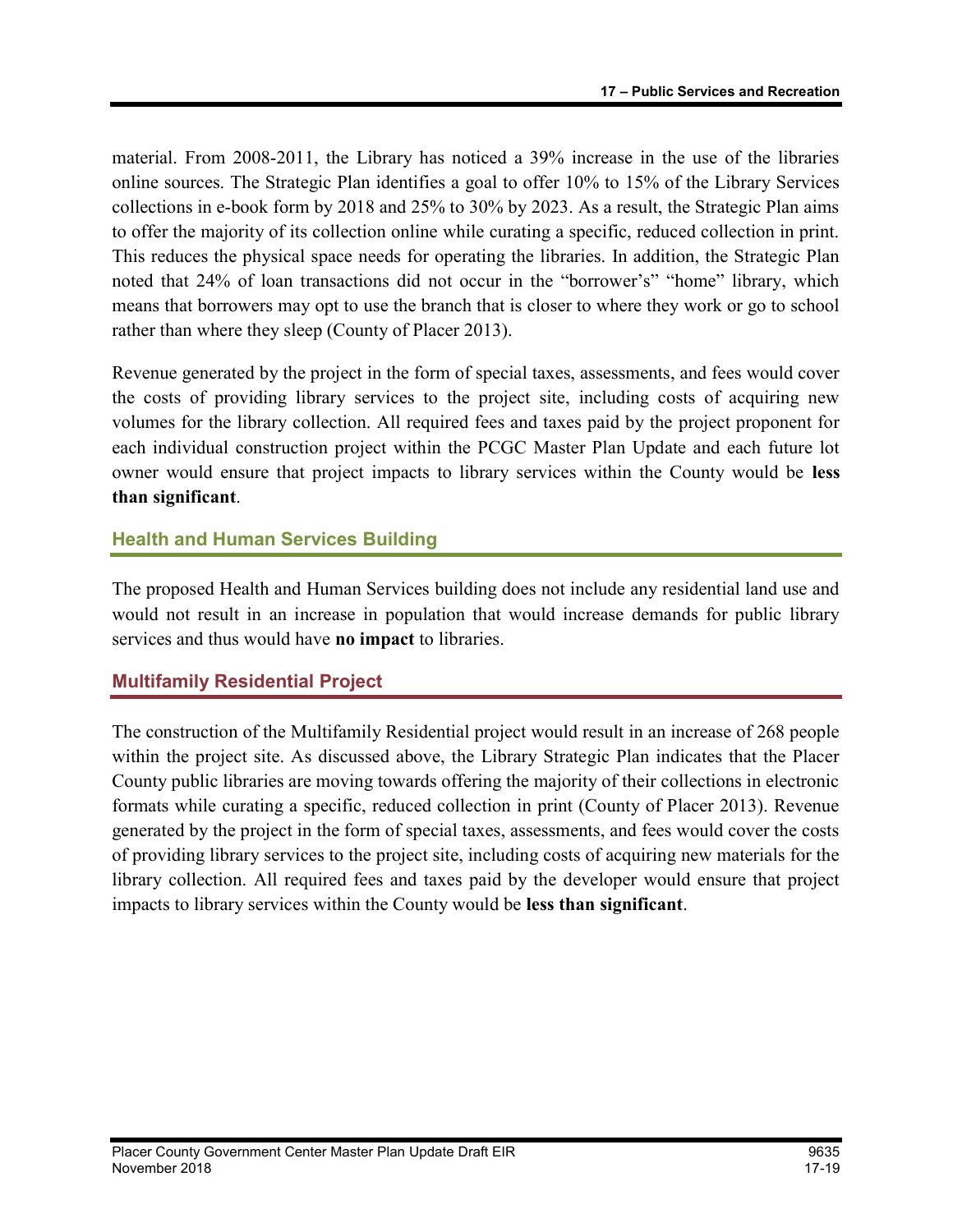material. From 2008-2011, the Library has noticed a 39% increase in the use of the libraries online sources. The Strategic Plan identifies a goal to offer 10% to 15% of the Library Services collections in e-book form by 2018 and 25% to 30% by 2023. As a result, the Strategic Plan aims to offer the majority of its collection online while curating a specific, reduced collection in print. This reduces the physical space needs for operating the libraries. In addition, the Strategic Plan noted that 24% of loan transactions did not occur in the "borrower's" "home" library, which means that borrowers may opt to use the branch that is closer to where they work or go to school rather than where they sleep (County of Placer 2013).

Revenue generated by the project in the form of special taxes, assessments, and fees would cover the costs of providing library services to the project site, including costs of acquiring new volumes for the library collection. All required fees and taxes paid by the project proponent for each individual construction project within the PCGC Master Plan Update and each future lot owner would ensure that project impacts to library services within the County would be **less than significant**.

### Health and Human Services Building

The proposed Health and Human Services building does not include any residential land use and would not result in an increase in population that would increase demands for public library services and thus would have **no impact** to libraries.

### Multifamily Residential Project

The construction of the Multifamily Residential project would result in an increase of 268 people within the project site. As discussed above, the Library Strategic Plan indicates that the Placer County public libraries are moving towards offering the majority of their collections in electronic formats while curating a specific, reduced collection in print (County of Placer 2013). Revenue generated by the project in the form of special taxes, assessments, and fees would cover the costs of providing library services to the project site, including costs of acquiring new materials for the library collection. All required fees and taxes paid by the developer would ensure that project impacts to library services within the County would be **less than significant**.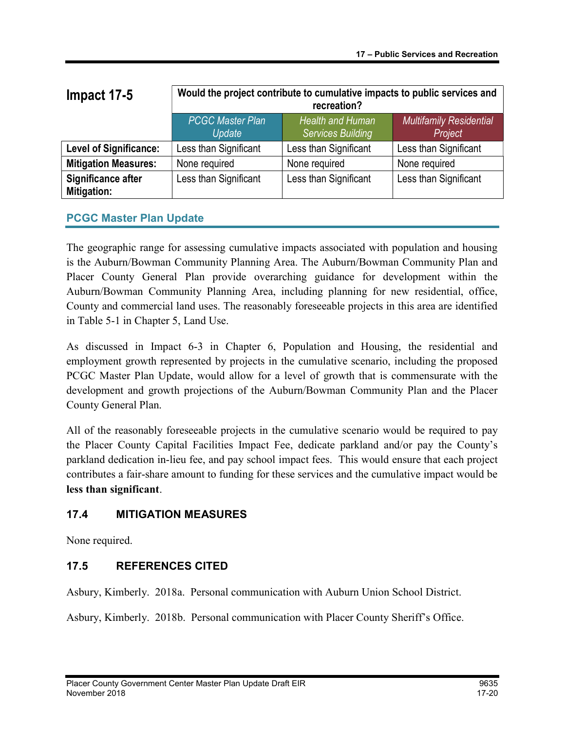| Impact 17-5 | Would the project contribute to cumulative impacts to public services and recreation? | | |
|---|---|---|---|
| | *PCGC Master Plan Update* | *Health and Human Services Building* | *Multifamily Residential Project* |
| **Level of Significance:** | Less than Significant | Less than Significant | Less than Significant |
| **Mitigation Measures:** | None required | None required | None required |
| **Significance after Mitigation:** | Less than Significant | Less than Significant | Less than Significant |

### PCGC Master Plan Update

The geographic range for assessing cumulative impacts associated with population and housing is the Auburn/Bowman Community Planning Area. The Auburn/Bowman Community Plan and Placer County General Plan provide overarching guidance for development within the Auburn/Bowman Community Planning Area, including planning for new residential, office, County and commercial land uses. The reasonably foreseeable projects in this area are identified in Table 5-1 in Chapter 5, Land Use.

As discussed in Impact 6-3 in Chapter 6, Population and Housing, the residential and employment growth represented by projects in the cumulative scenario, including the proposed PCGC Master Plan Update, would allow for a level of growth that is commensurate with the development and growth projections of the Auburn/Bowman Community Plan and the Placer County General Plan.

All of the reasonably foreseeable projects in the cumulative scenario would be required to pay the Placer County Capital Facilities Impact Fee, dedicate parkland and/or pay the County's parkland dedication in-lieu fee, and pay school impact fees. This would ensure that each project contributes a fair-share amount to funding for these services and the cumulative impact would be **less than significant**.

## 17.4 MITIGATION MEASURES

None required.

## 17.5 REFERENCES CITED

Asbury, Kimberly. 2018a. Personal communication with Auburn Union School District.

Asbury, Kimberly. 2018b. Personal communication with Placer County Sheriff's Office.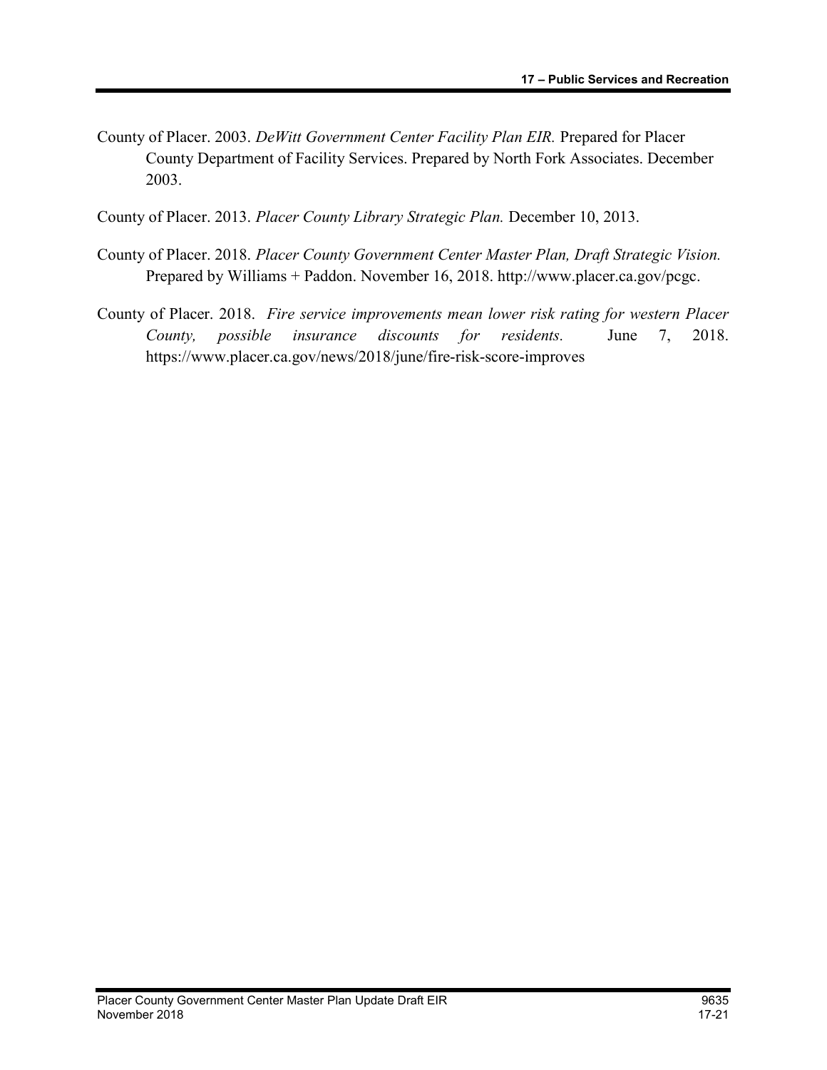County of Placer. 2003. *DeWitt Government Center Facility Plan EIR.* Prepared for Placer County Department of Facility Services. Prepared by North Fork Associates. December 2003.

County of Placer. 2013. *Placer County Library Strategic Plan.* December 10, 2013.

County of Placer. 2018. *Placer County Government Center Master Plan, Draft Strategic Vision.* Prepared by Williams + Paddon. November 16, 2018. http://www.placer.ca.gov/pcgc.

County of Placer. 2018. *Fire service improvements mean lower risk rating for western Placer County, possible insurance discounts for residents.* June 7, 2018. https://www.placer.ca.gov/news/2018/june/fire-risk-score-improves